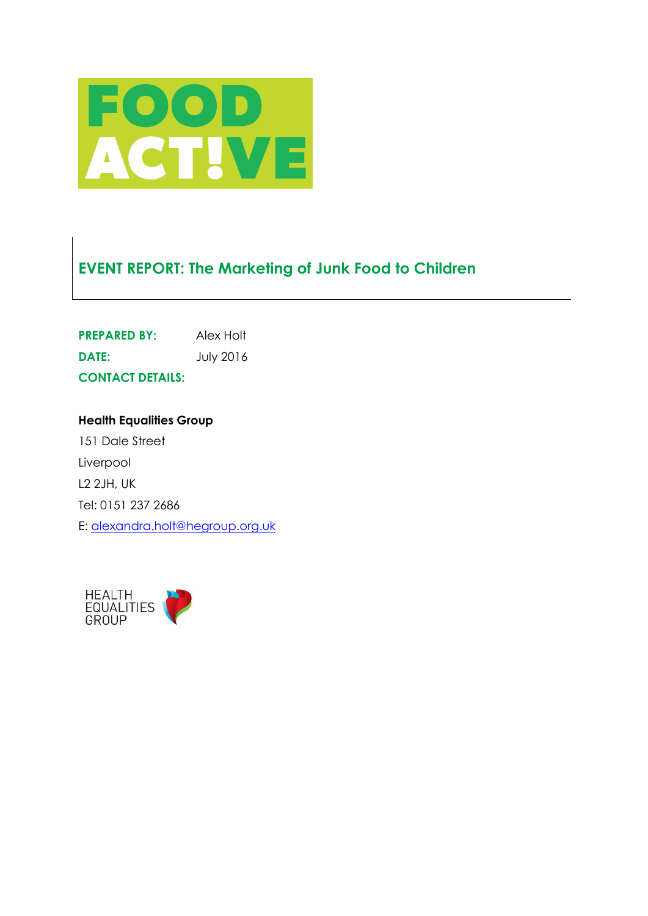FOOD ACT!VE

# EVENT REPORT: The Marketing of Junk Food to Children

**PREPARED BY:** Alex Holt

**DATE:** July 2016

**CONTACT DETAILS:**

**Health Equalities Group**

151 Dale Street

Liverpool

L2 2JH, UK

Tel: 0151 237 2686

E: alexandra.holt@hegroup.org.uk

HEALTH EQUALITIES GROUP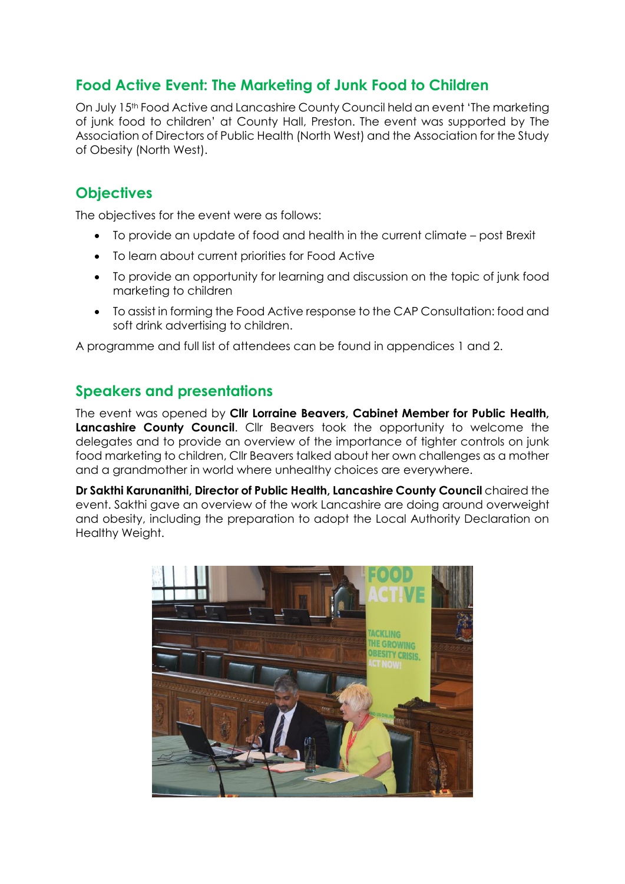## Food Active Event: The Marketing of Junk Food to Children

On July 15th Food Active and Lancashire County Council held an event 'The marketing of junk food to children' at County Hall, Preston. The event was supported by The Association of Directors of Public Health (North West) and the Association for the Study of Obesity (North West).

## Objectives

The objectives for the event were as follows:

- To provide an update of food and health in the current climate – post Brexit
- To learn about current priorities for Food Active
- To provide an opportunity for learning and discussion on the topic of junk food marketing to children
- To assist in forming the Food Active response to the CAP Consultation: food and soft drink advertising to children.

A programme and full list of attendees can be found in appendices 1 and 2.

## Speakers and presentations

The event was opened by **Cllr Lorraine Beavers, Cabinet Member for Public Health, Lancashire County Council**. Cllr Beavers took the opportunity to welcome the delegates and to provide an overview of the importance of tighter controls on junk food marketing to children, Cllr Beavers talked about her own challenges as a mother and a grandmother in world where unhealthy choices are everywhere.

**Dr Sakthi Karunanithi, Director of Public Health, Lancashire County Council** chaired the event. Sakthi gave an overview of the work Lancashire are doing around overweight and obesity, including the preparation to adopt the Local Authority Declaration on Healthy Weight.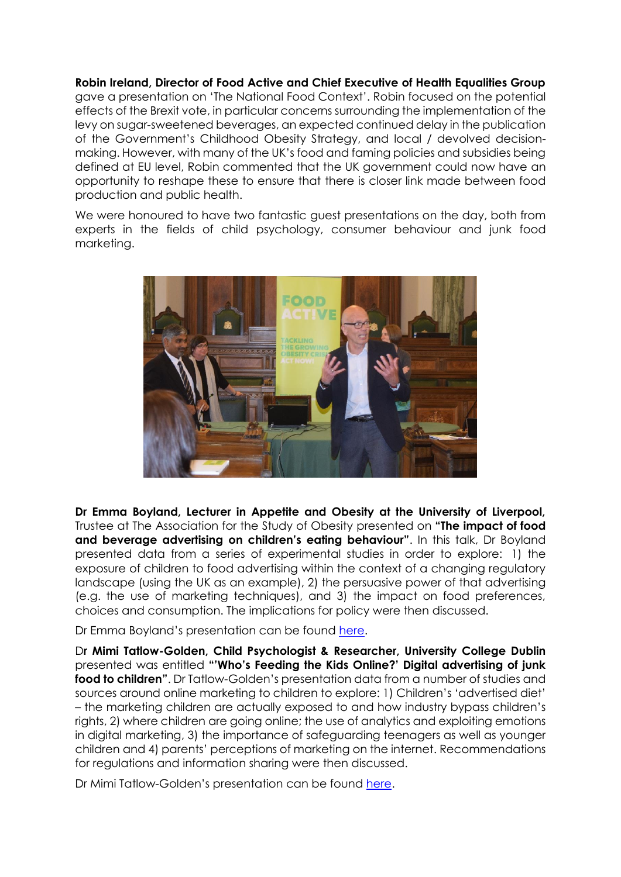**Robin Ireland, Director of Food Active and Chief Executive of Health Equalities Group** gave a presentation on 'The National Food Context'. Robin focused on the potential effects of the Brexit vote, in particular concerns surrounding the implementation of the levy on sugar-sweetened beverages, an expected continued delay in the publication of the Government's Childhood Obesity Strategy, and local / devolved decision-making. However, with many of the UK's food and faming policies and subsidies being defined at EU level, Robin commented that the UK government could now have an opportunity to reshape these to ensure that there is closer link made between food production and public health.

We were honoured to have two fantastic guest presentations on the day, both from experts in the fields of child psychology, consumer behaviour and junk food marketing.

**Dr Emma Boyland, Lecturer in Appetite and Obesity at the University of Liverpool,** Trustee at The Association for the Study of Obesity presented on **"The impact of food and beverage advertising on children's eating behaviour"**. In this talk, Dr Boyland presented data from a series of experimental studies in order to explore: 1) the exposure of children to food advertising within the context of a changing regulatory landscape (using the UK as an example), 2) the persuasive power of that advertising (e.g. the use of marketing techniques), and 3) the impact on food preferences, choices and consumption. The implications for policy were then discussed.

Dr Emma Boyland's presentation can be found here.

D**r Mimi Tatlow-Golden, Child Psychologist & Researcher, University College Dublin** presented was entitled **"'Who's Feeding the Kids Online?' Digital advertising of junk food to children"**. Dr Tatlow-Golden's presentation data from a number of studies and sources around online marketing to children to explore: 1) Children's 'advertised diet' – the marketing children are actually exposed to and how industry bypass children's rights, 2) where children are going online; the use of analytics and exploiting emotions in digital marketing, 3) the importance of safeguarding teenagers as well as younger children and 4) parents' perceptions of marketing on the internet. Recommendations for regulations and information sharing were then discussed.

Dr Mimi Tatlow-Golden's presentation can be found here.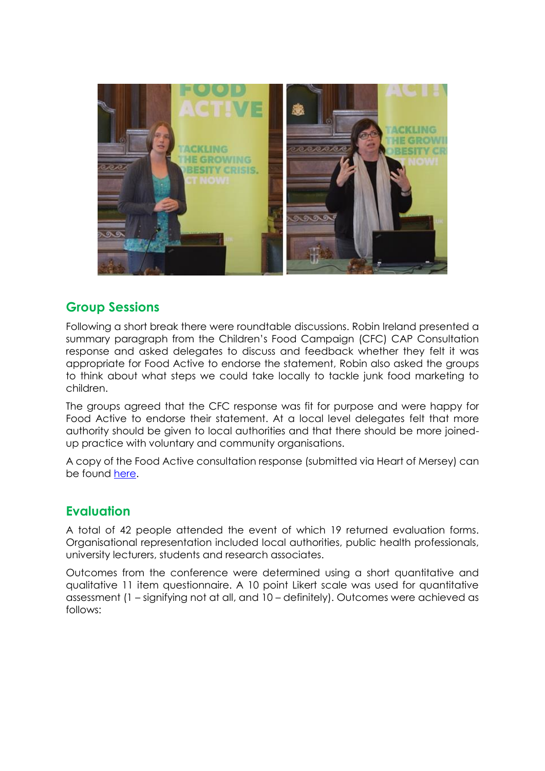## Group Sessions

Following a short break there were roundtable discussions. Robin Ireland presented a summary paragraph from the Children's Food Campaign (CFC) CAP Consultation response and asked delegates to discuss and feedback whether they felt it was appropriate for Food Active to endorse the statement, Robin also asked the groups to think about what steps we could take locally to tackle junk food marketing to children.

The groups agreed that the CFC response was fit for purpose and were happy for Food Active to endorse their statement. At a local level delegates felt that more authority should be given to local authorities and that there should be more joined-up practice with voluntary and community organisations.

A copy of the Food Active consultation response (submitted via Heart of Mersey) can be found here.

## Evaluation

A total of 42 people attended the event of which 19 returned evaluation forms. Organisational representation included local authorities, public health professionals, university lecturers, students and research associates.

Outcomes from the conference were determined using a short quantitative and qualitative 11 item questionnaire. A 10 point Likert scale was used for quantitative assessment (1 – signifying not at all, and 10 – definitely). Outcomes were achieved as follows: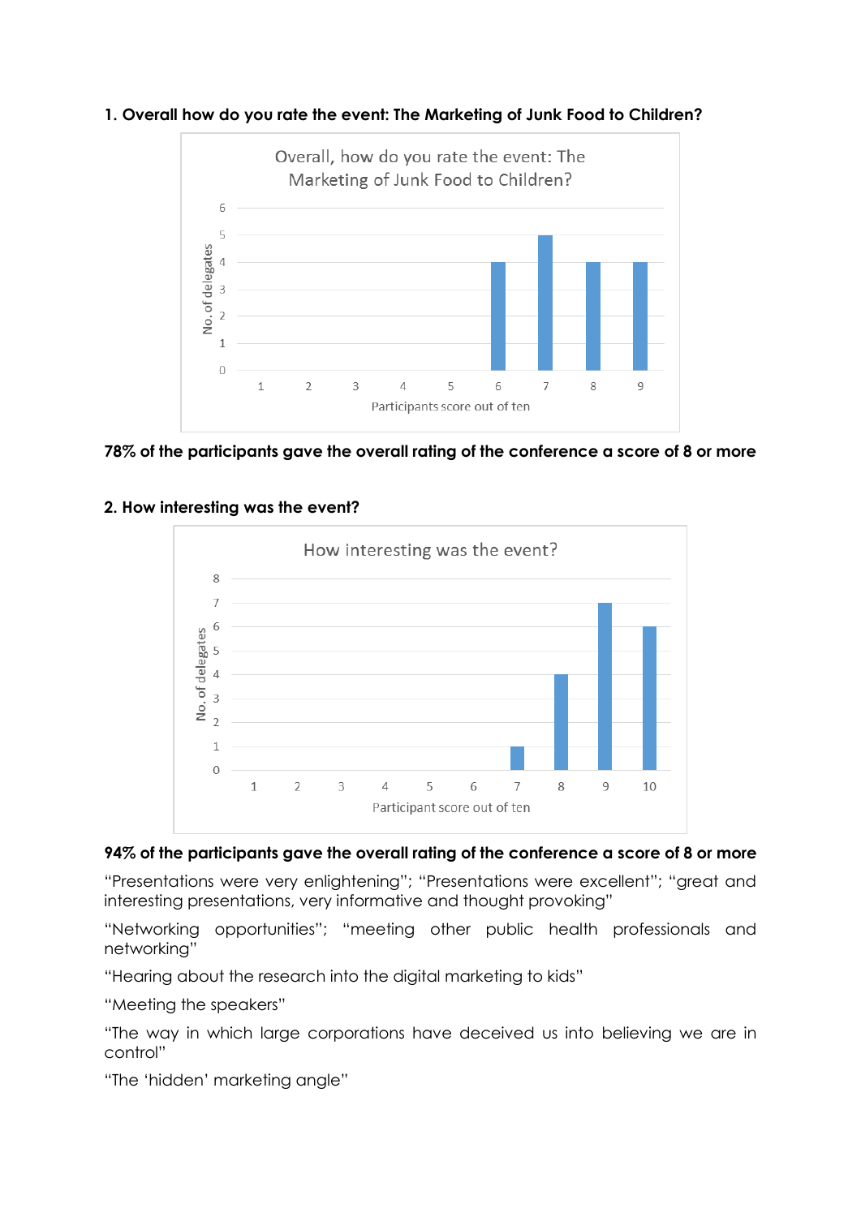**1. Overall how do you rate the event: The Marketing of Junk Food to Children?**

**78% of the participants gave the overall rating of the conference a score of 8 or more**

**2. How interesting was the event?**

**94% of the participants gave the overall rating of the conference a score of 8 or more**

"Presentations were very enlightening"; "Presentations were excellent"; "great and interesting presentations, very informative and thought provoking"

"Networking opportunities"; "meeting other public health professionals and networking"

"Hearing about the research into the digital marketing to kids"

"Meeting the speakers"

"The way in which large corporations have deceived us into believing we are in control"

"The 'hidden' marketing angle"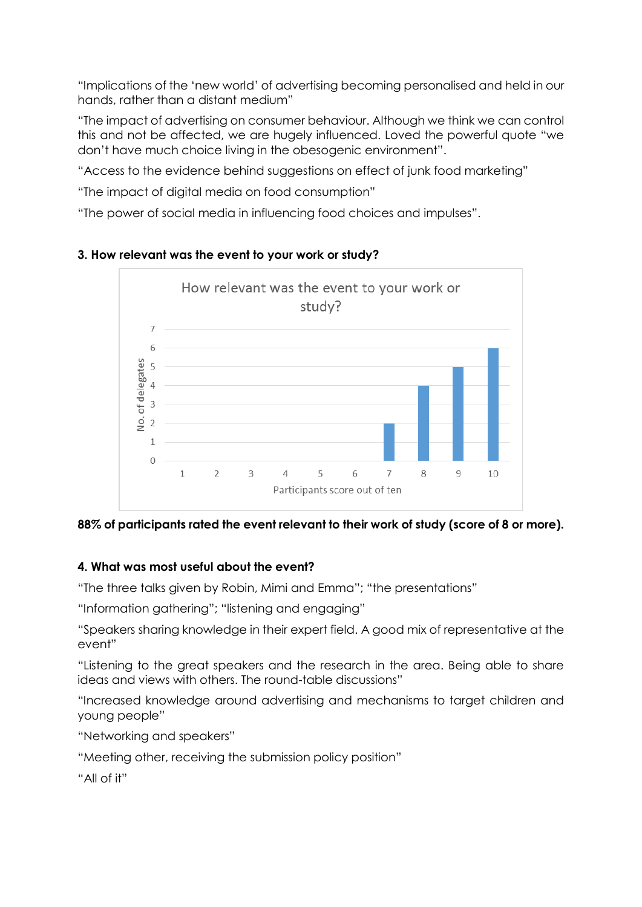"Implications of the 'new world' of advertising becoming personalised and held in our hands, rather than a distant medium"

"The impact of advertising on consumer behaviour. Although we think we can control this and not be affected, we are hugely influenced. Loved the powerful quote "we don't have much choice living in the obesogenic environment".

"Access to the evidence behind suggestions on effect of junk food marketing"

"The impact of digital media on food consumption"

"The power of social media in influencing food choices and impulses".

**3. How relevant was the event to your work or study?**

How relevant was the event to your work or study?

| Participants score out of ten | No. of delegates |
|---|---|
| 1 | 0 |
| 2 | 0 |
| 3 | 0 |
| 4 | 0 |
| 5 | 0 |
| 6 | 0 |
| 7 | 2 |
| 8 | 4 |
| 9 | 5 |
| 10 | 6 |

**88% of participants rated the event relevant to their work of study (score of 8 or more).**

**4. What was most useful about the event?**

"The three talks given by Robin, Mimi and Emma"; "the presentations"

"Information gathering"; "listening and engaging"

"Speakers sharing knowledge in their expert field. A good mix of representative at the event"

"Listening to the great speakers and the research in the area. Being able to share ideas and views with others. The round-table discussions"

"Increased knowledge around advertising and mechanisms to target children and young people"

"Networking and speakers"

"Meeting other, receiving the submission policy position"

"All of it"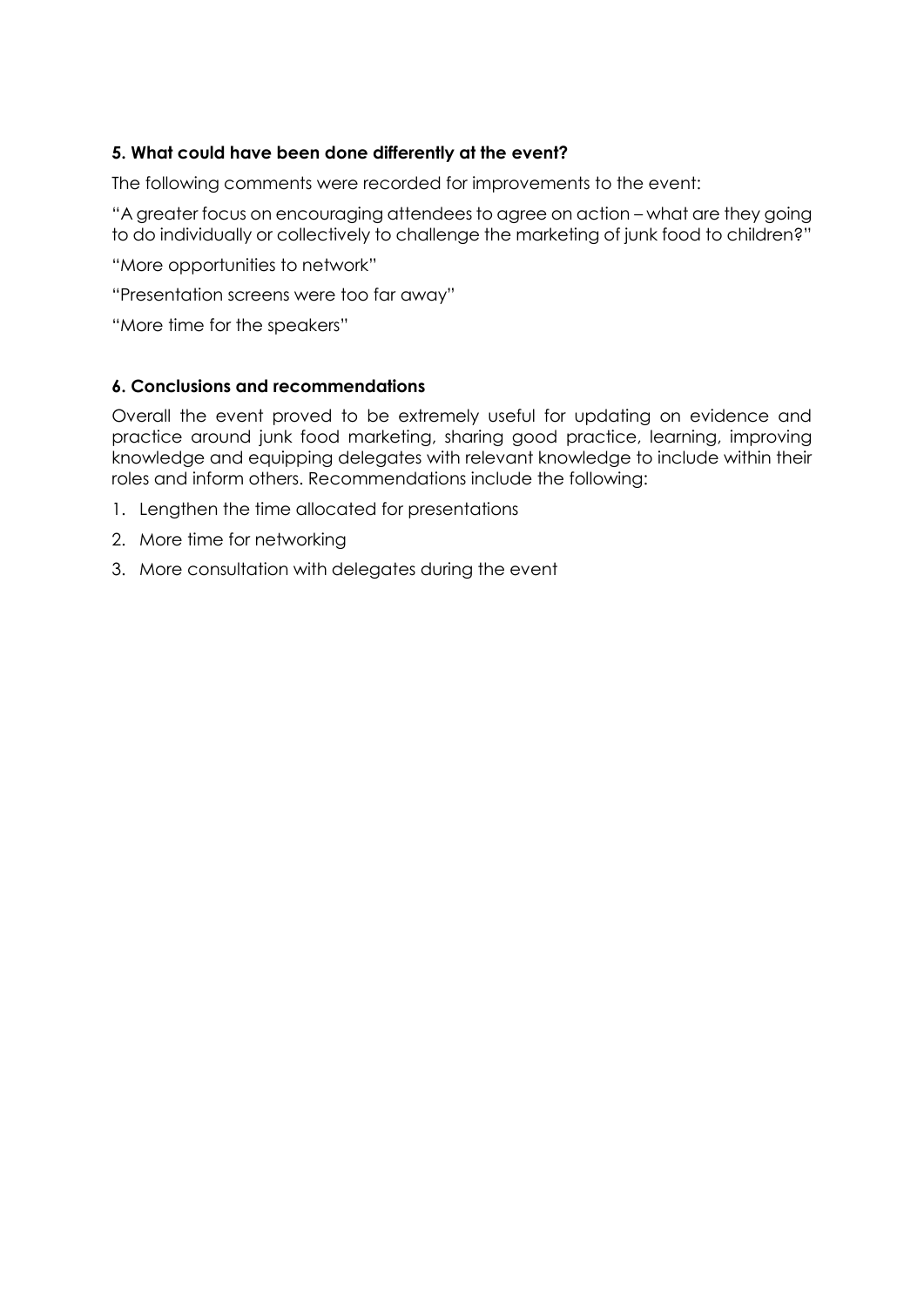### 5. What could have been done differently at the event?

The following comments were recorded for improvements to the event:

"A greater focus on encouraging attendees to agree on action – what are they going to do individually or collectively to challenge the marketing of junk food to children?"

"More opportunities to network"

"Presentation screens were too far away"

"More time for the speakers"

### 6. Conclusions and recommendations

Overall the event proved to be extremely useful for updating on evidence and practice around junk food marketing, sharing good practice, learning, improving knowledge and equipping delegates with relevant knowledge to include within their roles and inform others. Recommendations include the following:

1. Lengthen the time allocated for presentations
2. More time for networking
3. More consultation with delegates during the event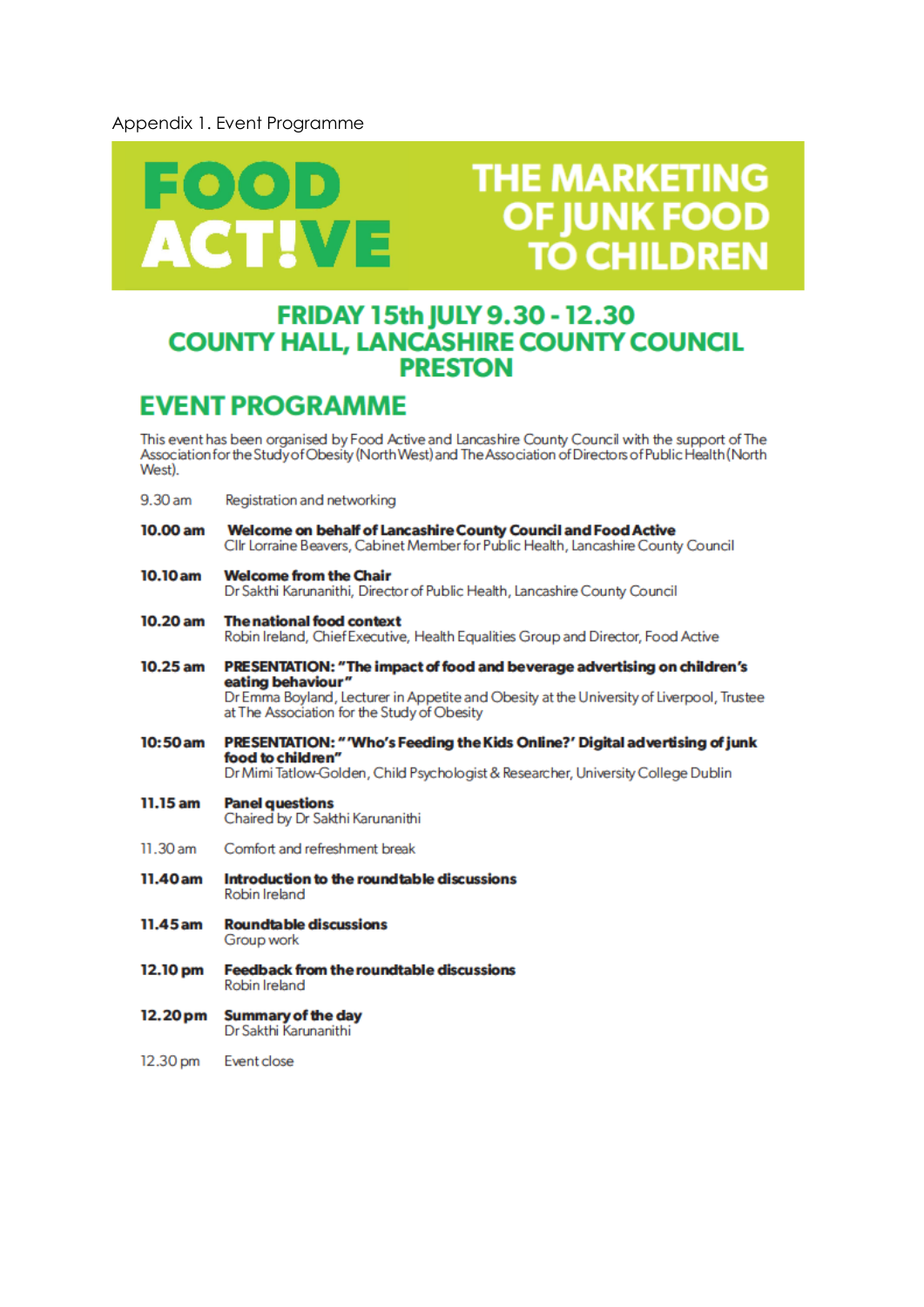Appendix 1. Event Programme

# FOOD ACT!VE

# THE MARKETING OF JUNK FOOD TO CHILDREN

## FRIDAY 15th JULY 9.30 - 12.30
## COUNTY HALL, LANCASHIRE COUNTY COUNCIL PRESTON

## EVENT PROGRAMME

This event has been organised by Food Active and Lancashire County Council with the support of The Association for the Study of Obesity (North West) and The Association of Directors of Public Health (North West).

| | |
|---|---|
| 9.30 am | Registration and networking |
| **10.00 am** | **Welcome on behalf of Lancashire County Council and Food Active**<br>Cllr Lorraine Beavers, Cabinet Member for Public Health, Lancashire County Council |
| **10.10 am** | **Welcome from the Chair**<br>Dr Sakthi Karunanithi, Director of Public Health, Lancashire County Council |
| **10.20 am** | **The national food context**<br>Robin Ireland, Chief Executive, Health Equalities Group and Director, Food Active |
| **10.25 am** | **PRESENTATION: "The impact of food and beverage advertising on children's eating behaviour"**<br>Dr Emma Boyland, Lecturer in Appetite and Obesity at the University of Liverpool, Trustee at The Association for the Study of Obesity |
| **10:50 am** | **PRESENTATION: "'Who's Feeding the Kids Online?' Digital advertising of junk food to children"**<br>Dr Mimi Tatlow-Golden, Child Psychologist & Researcher, University College Dublin |
| **11.15 am** | **Panel questions**<br>Chaired by Dr Sakthi Karunanithi |
| 11.30 am | Comfort and refreshment break |
| **11.40 am** | **Introduction to the roundtable discussions**<br>Robin Ireland |
| **11.45 am** | **Roundtable discussions**<br>Group work |
| **12.10 pm** | **Feedback from the roundtable discussions**<br>Robin Ireland |
| **12.20 pm** | **Summary of the day**<br>Dr Sakthi Karunanithi |
| 12.30 pm | Event close |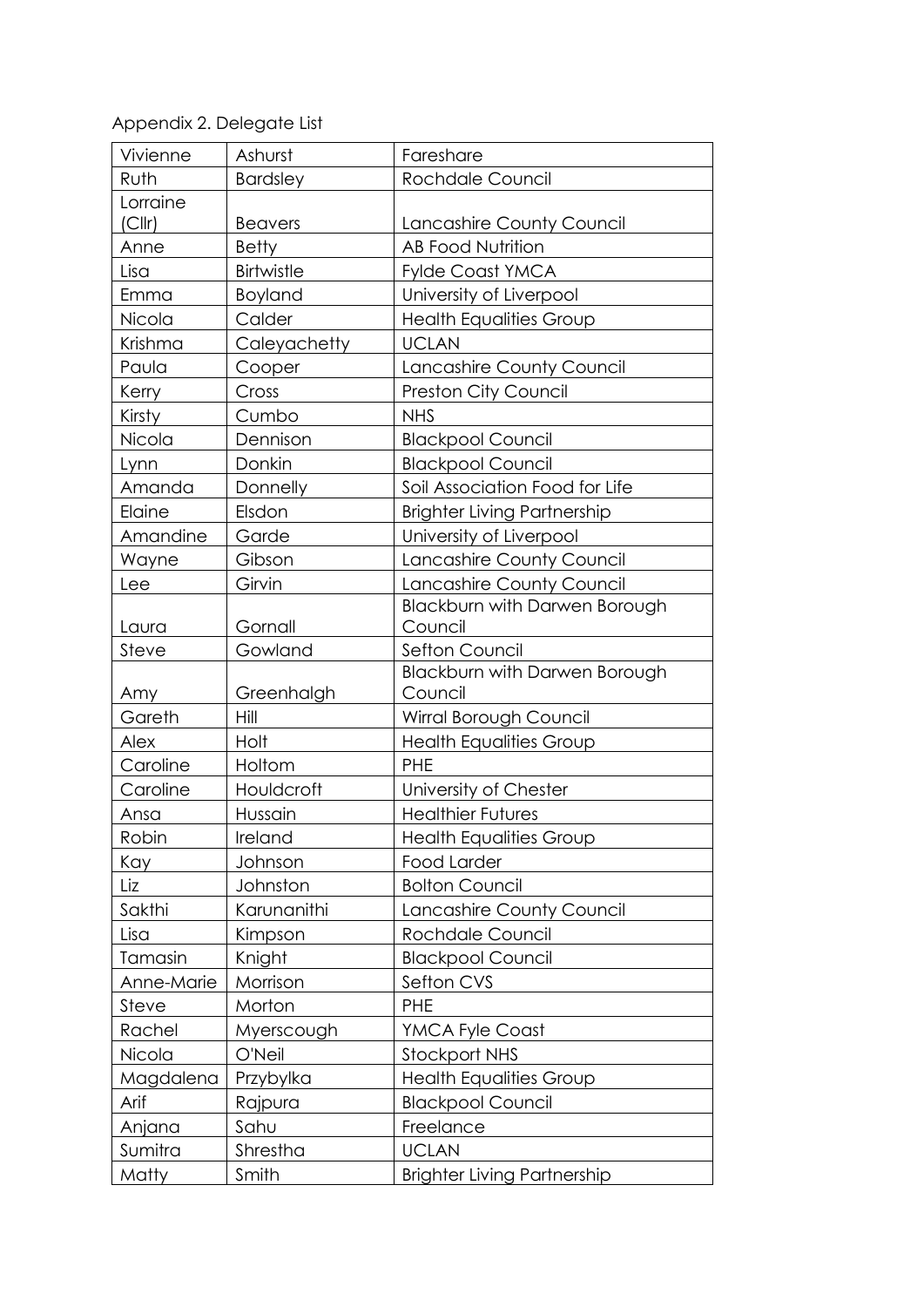Appendix 2. Delegate List

| Vivienne | Ashurst | Fareshare |
|---|---|---|
| Ruth | Bardsley | Rochdale Council |
| Lorraine (Cllr) | Beavers | Lancashire County Council |
| Anne | Betty | AB Food Nutrition |
| Lisa | Birtwistle | Fylde Coast YMCA |
| Emma | Boyland | University of Liverpool |
| Nicola | Calder | Health Equalities Group |
| Krishma | Caleyachetty | UCLAN |
| Paula | Cooper | Lancashire County Council |
| Kerry | Cross | Preston City Council |
| Kirsty | Cumbo | NHS |
| Nicola | Dennison | Blackpool Council |
| Lynn | Donkin | Blackpool Council |
| Amanda | Donnelly | Soil Association Food for Life |
| Elaine | Elsdon | Brighter Living Partnership |
| Amandine | Garde | University of Liverpool |
| Wayne | Gibson | Lancashire County Council |
| Lee | Girvin | Lancashire County Council |
| Laura | Gornall | Blackburn with Darwen Borough Council |
| Steve | Gowland | Sefton Council |
| Amy | Greenhalgh | Blackburn with Darwen Borough Council |
| Gareth | Hill | Wirral Borough Council |
| Alex | Holt | Health Equalities Group |
| Caroline | Holtom | PHE |
| Caroline | Houldcroft | University of Chester |
| Ansa | Hussain | Healthier Futures |
| Robin | Ireland | Health Equalities Group |
| Kay | Johnson | Food Larder |
| Liz | Johnston | Bolton Council |
| Sakthi | Karunanithi | Lancashire County Council |
| Lisa | Kimpson | Rochdale Council |
| Tamasin | Knight | Blackpool Council |
| Anne-Marie | Morrison | Sefton CVS |
| Steve | Morton | PHE |
| Rachel | Myerscough | YMCA Fyle Coast |
| Nicola | O'Neil | Stockport NHS |
| Magdalena | Przybylka | Health Equalities Group |
| Arif | Rajpura | Blackpool Council |
| Anjana | Sahu | Freelance |
| Sumitra | Shrestha | UCLAN |
| Matty | Smith | Brighter Living Partnership |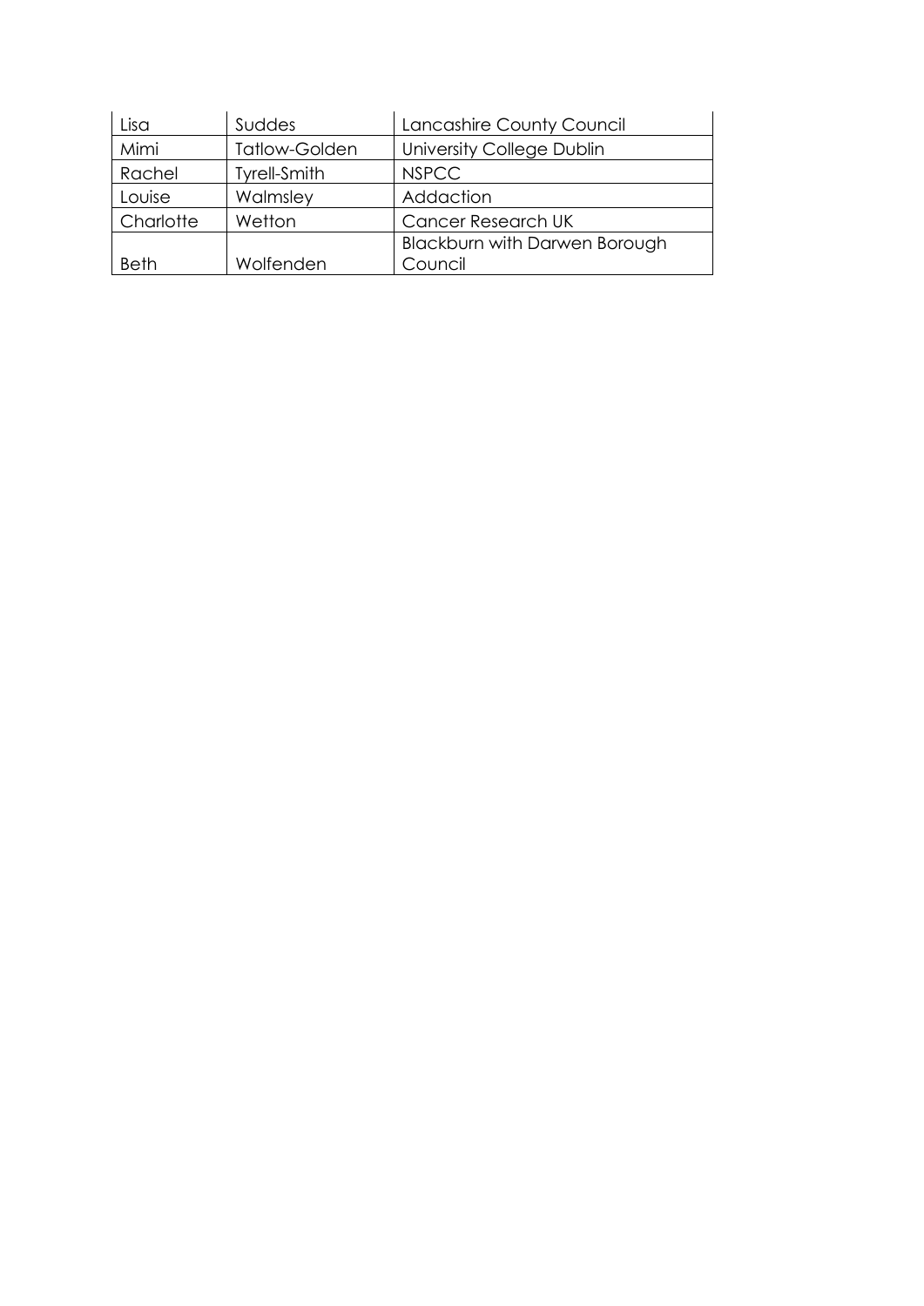| | | |
|---|---|---|
| Lisa | Suddes | Lancashire County Council |
| Mimi | Tatlow-Golden | University College Dublin |
| Rachel | Tyrell-Smith | NSPCC |
| Louise | Walmsley | Addaction |
| Charlotte | Wetton | Cancer Research UK |
| Beth | Wolfenden | Blackburn with Darwen Borough Council |